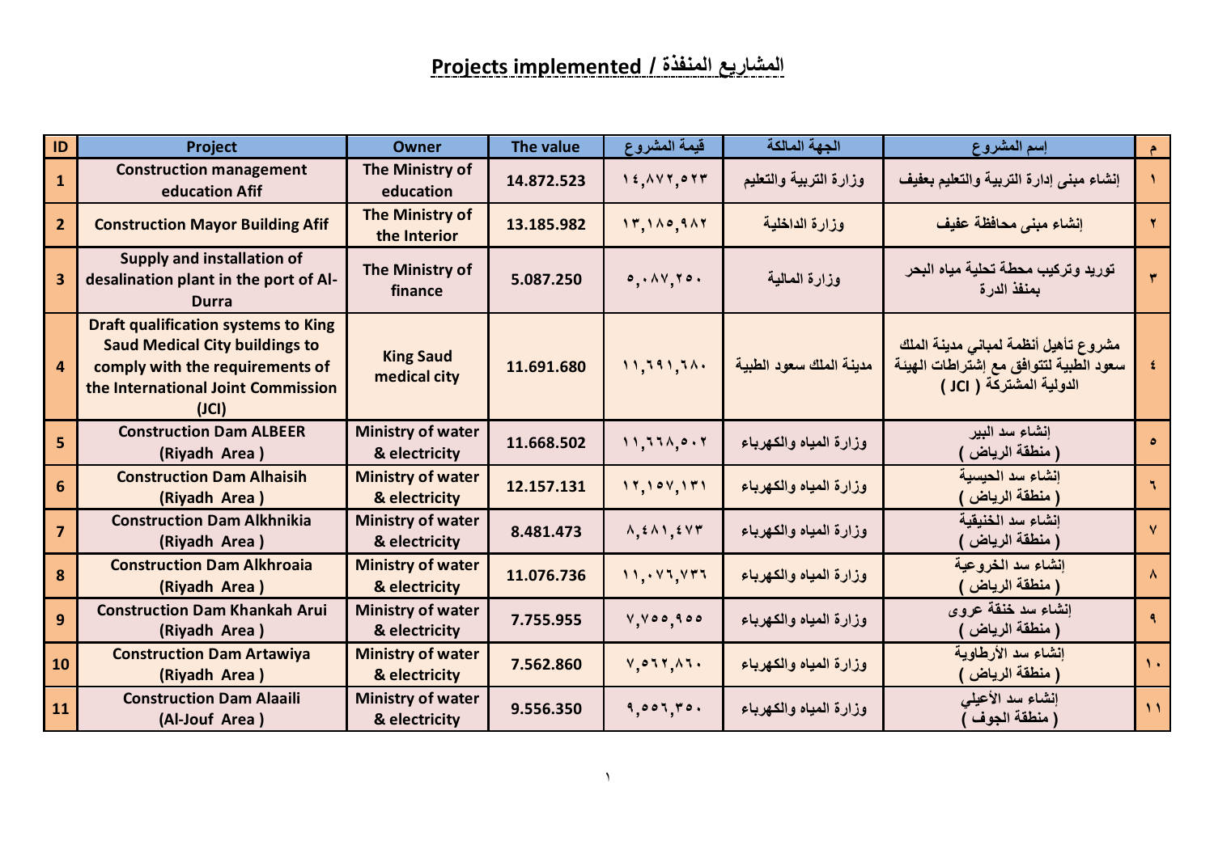# Projects implemented / المشاريع المنفذة

| ID | Project | Owner | The value | قيمة المشروع | الجهة المالكة | إسم المشروع | م |
|---|---|---|---|---|---|---|---|
| 1 | Construction management education Afif | The Ministry of education | 14.872.523 | ١٤,٨٧٢,٥٢٣ | وزارة التربية والتعليم | إنشاء مبنى إدارة التربية والتعليم بعفيف | ١ |
| 2 | Construction Mayor Building Afif | The Ministry of the Interior | 13.185.982 | ١٣,١٨٥,٩٨٢ | وزارة الداخلية | إنشاء مبنى محافظة عفيف | ٢ |
| 3 | Supply and installation of desalination plant in the port of Al-Durra | The Ministry of finance | 5.087.250 | ٥,٠٨٧,٢٥٠ | وزارة المالية | توريد وتركيب محطة تحلية مياه البحر بمنفذ الدرة | ٣ |
| 4 | Draft qualification systems to King Saud Medical City buildings to comply with the requirements of the International Joint Commission (JCI) | King Saud medical city | 11.691.680 | ١١,٦٩١,٦٨٠ | مدينة الملك سعود الطبية | مشروع تأهيل أنظمة لمباني مدينة الملك سعود الطبية لتتوافق مع إشتراطات الهيئة الدولية المشتركة ( JCI ) | ٤ |
| 5 | Construction Dam ALBEER (Riyadh Area ) | Ministry of water & electricity | 11.668.502 | ١١,٦٦٨,٥٠٢ | وزارة المياه والكهرباء | إنشاء سد البير ( منطقة الرياض ) | ٥ |
| 6 | Construction Dam Alhaisih (Riyadh Area ) | Ministry of water & electricity | 12.157.131 | ١٢,١٥٧,١٣١ | وزارة المياه والكهرباء | إنشاء سد الحيسية ( منطقة الرياض ) | ٦ |
| 7 | Construction Dam Alkhnikia (Riyadh Area ) | Ministry of water & electricity | 8.481.473 | ٨,٤٨١,٤٧٣ | وزارة المياه والكهرباء | إنشاء سد الخنيقية ( منطقة الرياض ) | ٧ |
| 8 | Construction Dam Alkhroaia (Riyadh Area ) | Ministry of water & electricity | 11.076.736 | ١١,٠٧٦,٧٣٦ | وزارة المياه والكهرباء | إنشاء سد الخروعية ( منطقة الرياض ) | ٨ |
| 9 | Construction Dam Khankah Arui (Riyadh Area ) | Ministry of water & electricity | 7.755.955 | ٧,٧٥٥,٩٥٥ | وزارة المياه والكهرباء | إنشاء سد خنقة عروى ( منطقة الرياض ) | ٩ |
| 10 | Construction Dam Artawiya (Riyadh Area ) | Ministry of water & electricity | 7.562.860 | ٧,٥٦٢,٨٦٠ | وزارة المياه والكهرباء | إنشاء سد الأرطاوية ( منطقة الرياض ) | ١٠ |
| 11 | Construction Dam Alaaili (Al-Jouf Area ) | Ministry of water & electricity | 9.556.350 | ٩,٥٥٦,٣٥٠ | وزارة المياه والكهرباء | إنشاء سد الأعيلي ( منطقة الجوف ) | ١١ |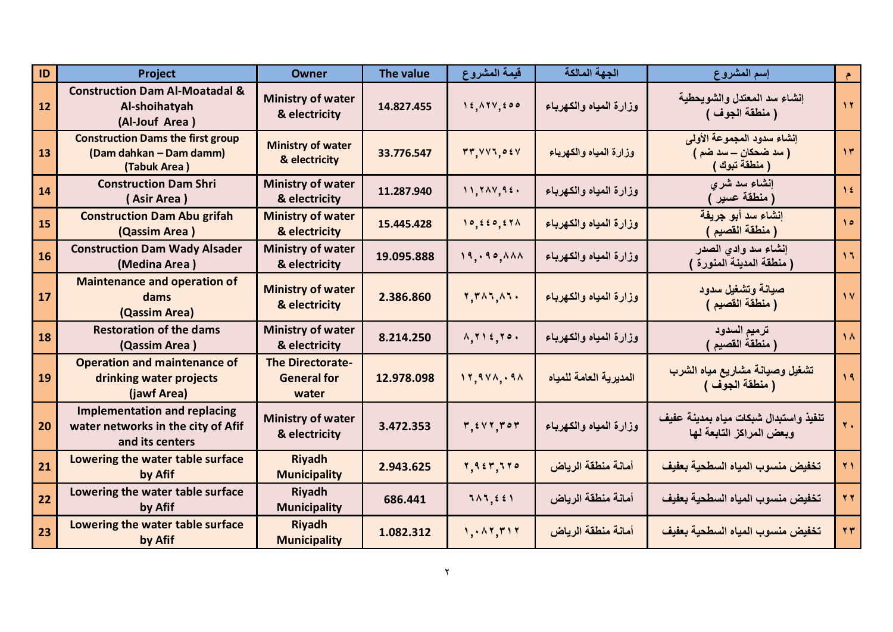| ID | Project | Owner | The value | قيمة المشروع | الجهة المالكة | إسم المشروع | م |
|---|---|---|---|---|---|---|---|
| 12 | Construction Dam Al-Moatadal & Al-shoihatyah (Al-Jouf Area ) | Ministry of water & electricity | 14.827.455 | ١٤,٨٢٧,٤٥٥ | وزارة المياه والكهرباء | إنشاء سد المعتدل والشويحطية ( منطقة الجوف ) | ١٢ |
| 13 | Construction Dams the first group (Dam dahkan – Dam damm) (Tabuk Area ) | Ministry of water & electricity | 33.776.547 | ٣٣,٧٧٦,٥٤٧ | وزارة المياه والكهرباء | إنشاء سدود المجموعة الأولى ( سد ضحكان – سد ضم ) ( منطقة تبوك ) | ١٣ |
| 14 | Construction Dam Shri ( Asir Area ) | Ministry of water & electricity | 11.287.940 | ١١,٢٨٧,٩٤٠ | وزارة المياه والكهرباء | إنشاء سد شري ( منطقة عسير ) | ١٤ |
| 15 | Construction Dam Abu grifah (Qassim Area ) | Ministry of water & electricity | 15.445.428 | ١٥,٤٤٥,٤٢٨ | وزارة المياه والكهرباء | إنشاء سد أبو جريفة ( منطقة القصيم ) | ١٥ |
| 16 | Construction Dam Wady Alsader (Medina Area ) | Ministry of water & electricity | 19.095.888 | ١٩,٠٩٥,٨٨٨ | وزارة المياه والكهرباء | إنشاء سد وادي الصدر ( منطقة المدينة المنورة ) | ١٦ |
| 17 | Maintenance and operation of dams (Qassim Area) | Ministry of water & electricity | 2.386.860 | ٢,٣٨٦,٨٦٠ | وزارة المياه والكهرباء | صيانة وتشغيل سدود ( منطقة القصيم ) | ١٧ |
| 18 | Restoration of the dams (Qassim Area ) | Ministry of water & electricity | 8.214.250 | ٨,٢١٤,٢٥٠ | وزارة المياه والكهرباء | ترميم السدود ( منطقة القصيم ) | ١٨ |
| 19 | Operation and maintenance of drinking water projects (jawf Area) | The Directorate-General for water | 12.978.098 | ١٢,٩٧٨,٠٩٨ | المديرية العامة للمياه | تشغيل وصيانة مشاريع مياه الشرب ( منطقة الجوف ) | ١٩ |
| 20 | Implementation and replacing water networks in the city of Afif and its centers | Ministry of water & electricity | 3.472.353 | ٣,٤٧٢,٣٥٣ | وزارة المياه والكهرباء | تنفيذ واستبدال شبكات مياه بمدينة عفيف وبعض المراكز التابعة لها | ٢٠ |
| 21 | Lowering the water table surface by Afif | Riyadh Municipality | 2.943.625 | ٢,٩٤٣,٦٢٥ | أمانة منطقة الرياض | تخفيض منسوب المياه السطحية بعفيف | ٢١ |
| 22 | Lowering the water table surface by Afif | Riyadh Municipality | 686.441 | ٦٨٦,٤٤١ | أمانة منطقة الرياض | تخفيض منسوب المياه السطحية بعفيف | ٢٢ |
| 23 | Lowering the water table surface by Afif | Riyadh Municipality | 1.082.312 | ١,٠٨٢,٣١٢ | أمانة منطقة الرياض | تخفيض منسوب المياه السطحية بعفيف | ٢٣ |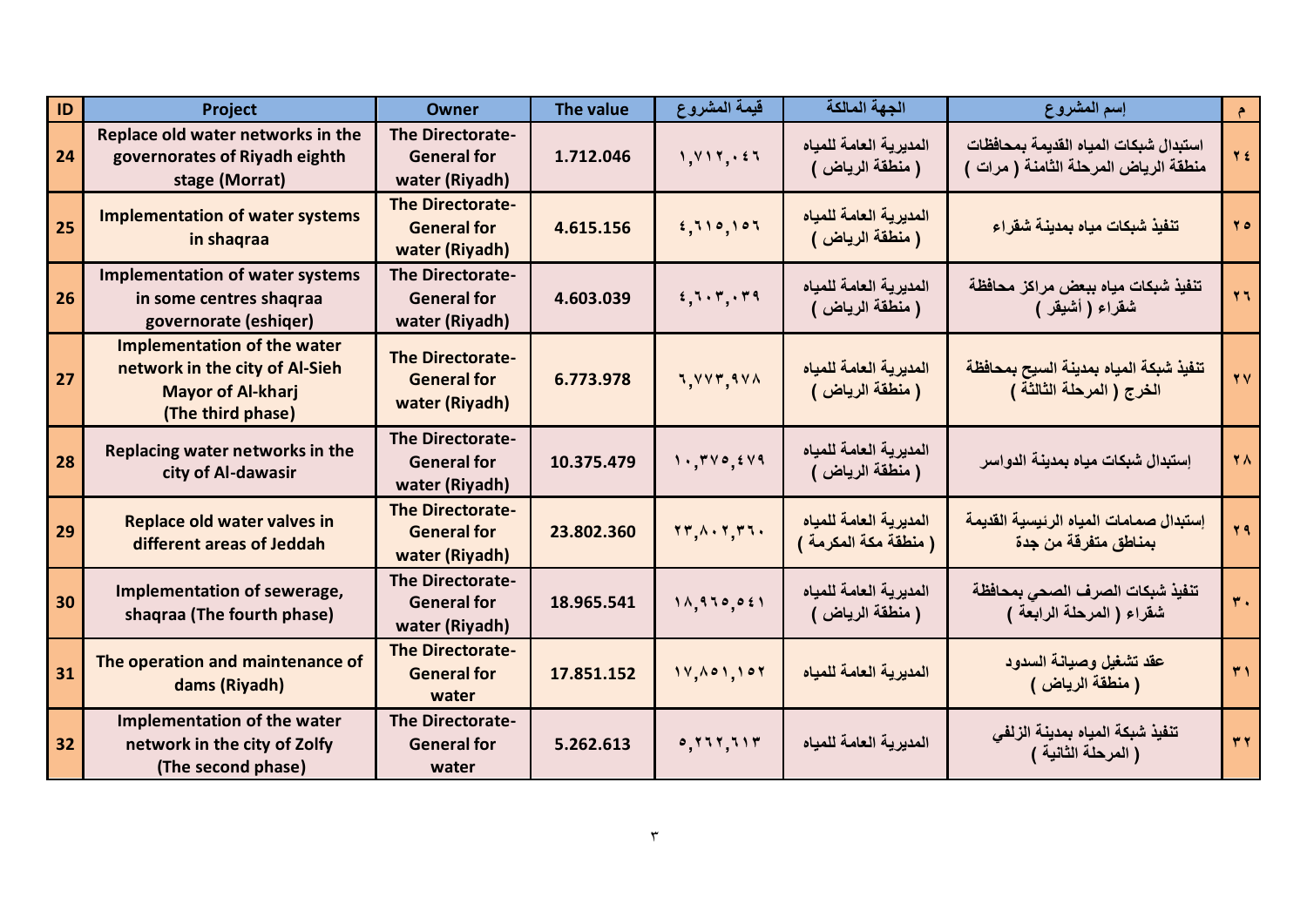| ID | Project | Owner | The value | قيمة المشروع | الجهة المالكة | إسم المشروع | م |
|---|---|---|---|---|---|---|---|
| 24 | Replace old water networks in the governorates of Riyadh eighth stage (Morrat) | The Directorate-General for water (Riyadh) | 1.712.046 | ١,٧١٢,٠٤٦ | المديرية العامة للمياه ( منطقة الرياض ) | استبدال شبكات المياه القديمة بمحافظات منطقة الرياض المرحلة الثامنة ( مرات ) | ٢٤ |
| 25 | Implementation of water systems in shaqraa | The Directorate-General for water (Riyadh) | 4.615.156 | ٤,٦١٥,١٥٦ | المديرية العامة للمياه ( منطقة الرياض ) | تنفيذ شبكات مياه بمدينة شقراء | ٢٥ |
| 26 | Implementation of water systems in some centres shaqraa governorate (eshiqer) | The Directorate-General for water (Riyadh) | 4.603.039 | ٤,٦٠٣,٠٣٩ | المديرية العامة للمياه ( منطقة الرياض ) | تنفيذ شبكات مياه ببعض مراكز محافظة شقراء ( أشيقر ) | ٢٦ |
| 27 | Implementation of the water network in the city of Al-Sieh Mayor of Al-kharj (The third phase) | The Directorate-General for water (Riyadh) | 6.773.978 | ٦,٧٧٣,٩٧٨ | المديرية العامة للمياه ( منطقة الرياض ) | تنفيذ شبكة المياه بمدينة السيح بمحافظة الخرج ( المرحلة الثالثة ) | ٢٧ |
| 28 | Replacing water networks in the city of Al-dawasir | The Directorate-General for water (Riyadh) | 10.375.479 | ١٠,٣٧٥,٤٧٩ | المديرية العامة للمياه ( منطقة الرياض ) | إستبدال شبكات مياه بمدينة الدواسر | ٢٨ |
| 29 | Replace old water valves in different areas of Jeddah | The Directorate-General for water (Riyadh) | 23.802.360 | ٢٣,٨٠٢,٣٦٠ | المديرية العامة للمياه ( منطقة مكة المكرمة ) | إستبدال صمامات المياه الرئيسية القديمة بمناطق متفرقة من جدة | ٢٩ |
| 30 | Implementation of sewerage, shaqraa (The fourth phase) | The Directorate-General for water (Riyadh) | 18.965.541 | ١٨,٩٦٥,٥٤١ | المديرية العامة للمياه ( منطقة الرياض ) | تنفيذ شبكات الصرف الصحي بمحافظة شقراء ( المرحلة الرابعة ) | ٣٠ |
| 31 | The operation and maintenance of dams (Riyadh) | The Directorate-General for water | 17.851.152 | ١٧,٨٥١,١٥٢ | المديرية العامة للمياه | عقد تشغيل وصيانة السدود ( منطقة الرياض ) | ٣١ |
| 32 | Implementation of the water network in the city of Zolfy (The second phase) | The Directorate-General for water | 5.262.613 | ٥,٢٦٢,٦١٣ | المديرية العامة للمياه | تنفيذ شبكة المياه بمدينة الزلفي ( المرحلة الثانية ) | ٣٢ |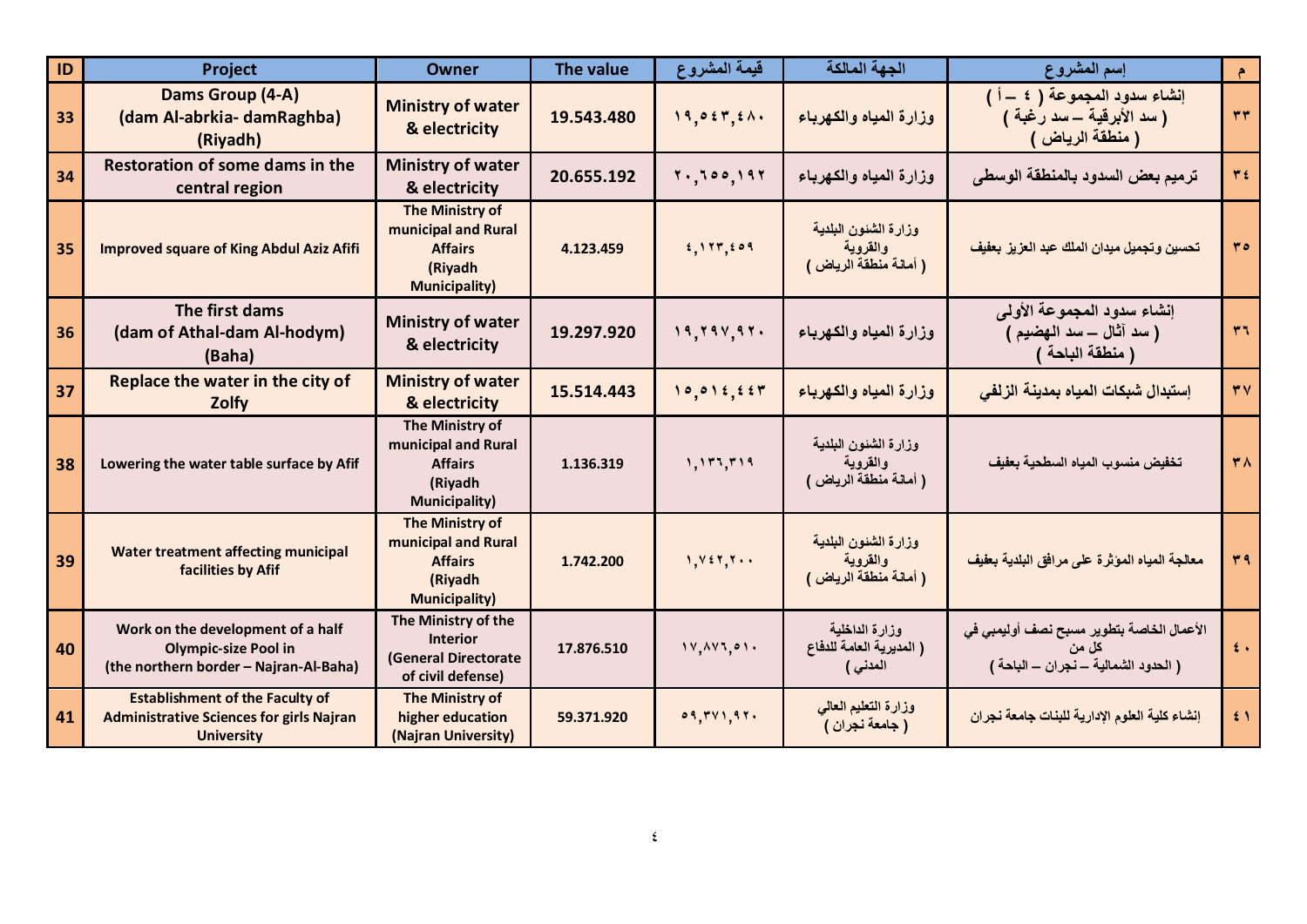| ID | Project | Owner | The value | قيمة المشروع | الجهة المالكة | إسم المشروع | م |
|---|---|---|---|---|---|---|---|
| 33 | Dams Group (4-A) (dam Al-abrkia- damRaghba) (Riyadh) | Ministry of water & electricity | 19.543.480 | ١٩,٥٤٣,٤٨٠ | وزارة المياه والكهرباء | إنشاء سدود المجموعة ( ٤ – أ ) ( سد الأبرقية – سد رغبة ) ( منطقة الرياض ) | ٣٣ |
| 34 | Restoration of some dams in the central region | Ministry of water & electricity | 20.655.192 | ٢٠,٦٥٥,١٩٢ | وزارة المياه والكهرباء | ترميم بعض السدود بالمنطقة الوسطى | ٣٤ |
| 35 | Improved square of King Abdul Aziz Afifi | The Ministry of municipal and Rural Affairs (Riyadh Municipality) | 4.123.459 | ٤,١٢٣,٤٥٩ | وزارة الشئون البلدية والقروية ( أمانة منطقة الرياض ) | تحسين وتجميل ميدان الملك عبد العزيز بعفيف | ٣٥ |
| 36 | The first dams (dam of Athal-dam Al-hodym) (Baha) | Ministry of water & electricity | 19.297.920 | ١٩,٢٩٧,٩٢٠ | وزارة المياه والكهرباء | إنشاء سدود المجموعة الأولى ( سد آثال – سد الهضيم ) ( منطقة الباحة ) | ٣٦ |
| 37 | Replace the water in the city of Zolfy | Ministry of water & electricity | 15.514.443 | ١٥,٥١٤,٤٤٣ | وزارة المياه والكهرباء | إستبدال شبكات المياه بمدينة الزلفي | ٣٧ |
| 38 | Lowering the water table surface by Afif | The Ministry of municipal and Rural Affairs (Riyadh Municipality) | 1.136.319 | ١,١٣٦,٣١٩ | وزارة الشئون البلدية والقروية ( أمانة منطقة الرياض ) | تخفيض منسوب المياه السطحية بعفيف | ٣٨ |
| 39 | Water treatment affecting municipal facilities by Afif | The Ministry of municipal and Rural Affairs (Riyadh Municipality) | 1.742.200 | ١,٧٤٢,٢٠٠ | وزارة الشئون البلدية والقروية ( أمانة منطقة الرياض ) | معالجة المياه المؤثرة على مرافق البلدية بعفيف | ٣٩ |
| 40 | Work on the development of a half Olympic-size Pool in (the northern border – Najran-Al-Baha) | The Ministry of the Interior (General Directorate of civil defense) | 17.876.510 | ١٧,٨٧٦,٥١٠ | وزارة الداخلية ( المديرية العامة للدفاع المدني ) | الأعمال الخاصة بتطوير مسبح نصف أوليمبي في كل من ( الحدود الشمالية – نجران – الباحة ) | ٤٠ |
| 41 | Establishment of the Faculty of Administrative Sciences for girls Najran University | The Ministry of higher education (Najran University) | 59.371.920 | ٥٩,٣٧١,٩٢٠ | وزارة التعليم العالي ( جامعة نجران ) | إنشاء كلية العلوم الإدارية للبنات جامعة نجران | ٤١ |